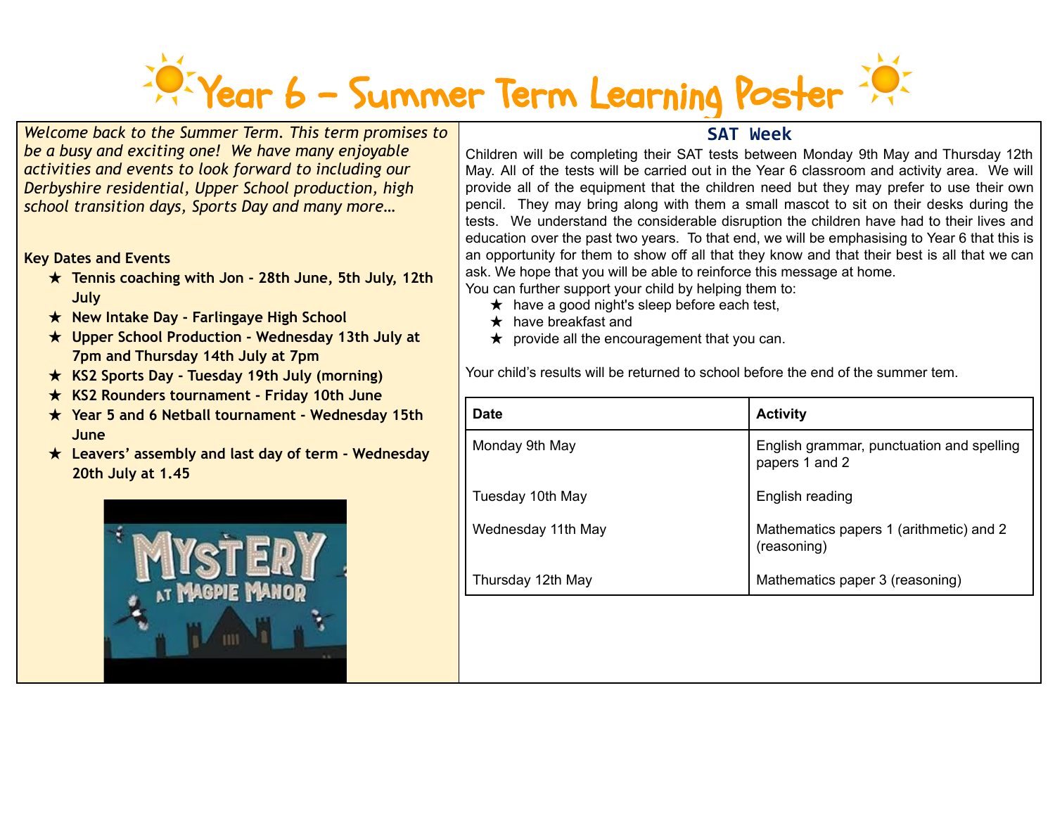# Year 6 – Summer Term Learning Poster

*Welcome back to the Summer Term. This term promises to be a busy and exciting one! We have many enjoyable activities and events to look forward to including our Derbyshire residential, Upper School production, high school transition days, Sports Day and many more…*

**Key Dates and Events**

- **Tennis coaching with Jon - 28th June, 5th July, 12th July**
- **New Intake Day - Farlingaye High School**
- **Upper School Production - Wednesday 13th July at 7pm and Thursday 14th July at 7pm**
- **KS2 Sports Day - Tuesday 19th July (morning)**
- **KS2 Rounders tournament - Friday 10th June**
- **Year 5 and 6 Netball tournament - Wednesday 15th June**
- **Leavers' assembly and last day of term - Wednesday 20th July at 1.45**

## SAT Week

Children will be completing their SAT tests between Monday 9th May and Thursday 12th May. All of the tests will be carried out in the Year 6 classroom and activity area. We will provide all of the equipment that the children need but they may prefer to use their own pencil. They may bring along with them a small mascot to sit on their desks during the tests. We understand the considerable disruption the children have had to their lives and education over the past two years. To that end, we will be emphasising to Year 6 that this is an opportunity for them to show off all that they know and that their best is all that we can ask. We hope that you will be able to reinforce this message at home.

You can further support your child by helping them to:

- have a good night's sleep before each test,
- have breakfast and
- provide all the encouragement that you can.

Your child's results will be returned to school before the end of the summer tem.

| Date | Activity |
|---|---|
| Monday 9th May | English grammar, punctuation and spelling papers 1 and 2 |
| Tuesday 10th May | English reading |
| Wednesday 11th May | Mathematics papers 1 (arithmetic) and 2 (reasoning) |
| Thursday 12th May | Mathematics paper 3 (reasoning) |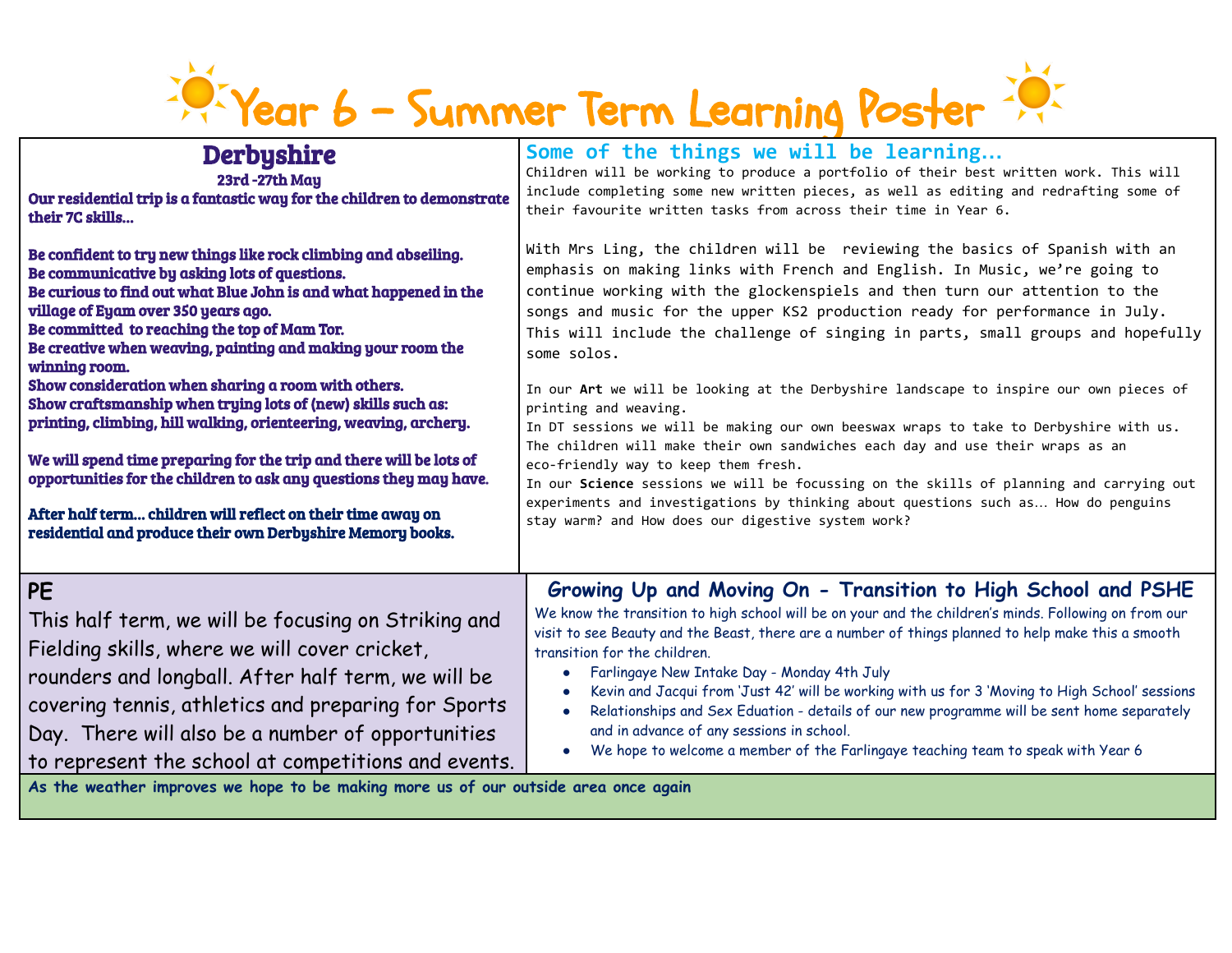# Year 6 – Summer Term Learning Poster

## Derbyshire

**23rd -27th May**

**Our residential trip is a fantastic way for the children to demonstrate their 7C skills...**

**Be confident to try new things like rock climbing and abseiling.**
**Be communicative by asking lots of questions.**
**Be curious to find out what Blue John is and what happened in the village of Eyam over 350 years ago.**
**Be committed to reaching the top of Mam Tor.**
**Be creative when weaving, painting and making your room the winning room.**
**Show consideration when sharing a room with others.**
**Show craftsmanship when trying lots of (new) skills such as: printing, climbing, hill walking, orienteering, weaving, archery.**

**We will spend time preparing for the trip and there will be lots of opportunities for the children to ask any questions they may have.**

**After half term... children will reflect on their time away on residential and produce their own Derbyshire Memory books.**

## Some of the things we will be learning...

Children will be working to produce a portfolio of their best written work. This will include completing some new written pieces, as well as editing and redrafting some of their favourite written tasks from across their time in Year 6.

With Mrs Ling, the children will be reviewing the basics of Spanish with an emphasis on making links with French and English. In Music, we're going to continue working with the glockenspiels and then turn our attention to the songs and music for the upper KS2 production ready for performance in July. This will include the challenge of singing in parts, small groups and hopefully some solos.

In our **Art** we will be looking at the Derbyshire landscape to inspire our own pieces of printing and weaving.
In DT sessions we will be making our own beeswax wraps to take to Derbyshire with us. The children will make their own sandwiches each day and use their wraps as an eco-friendly way to keep them fresh.
In our **Science** sessions we will be focussing on the skills of planning and carrying out experiments and investigations by thinking about questions such as... How do penguins stay warm? and How does our digestive system work?

## PE

This half term, we will be focusing on Striking and Fielding skills, where we will cover cricket, rounders and longball. After half term, we will be covering tennis, athletics and preparing for Sports Day. There will also be a number of opportunities to represent the school at competitions and events.

## Growing Up and Moving On - Transition to High School and PSHE

We know the transition to high school will be on your and the children's minds. Following on from our visit to see Beauty and the Beast, there are a number of things planned to help make this a smooth transition for the children.

- Farlingaye New Intake Day - Monday 4th July
- Kevin and Jacqui from 'Just 42' will be working with us for 3 'Moving to High School' sessions
- Relationships and Sex Eduation - details of our new programme will be sent home separately and in advance of any sessions in school.
- We hope to welcome a member of the Farlingaye teaching team to speak with Year 6

**As the weather improves we hope to be making more us of our outside area once again**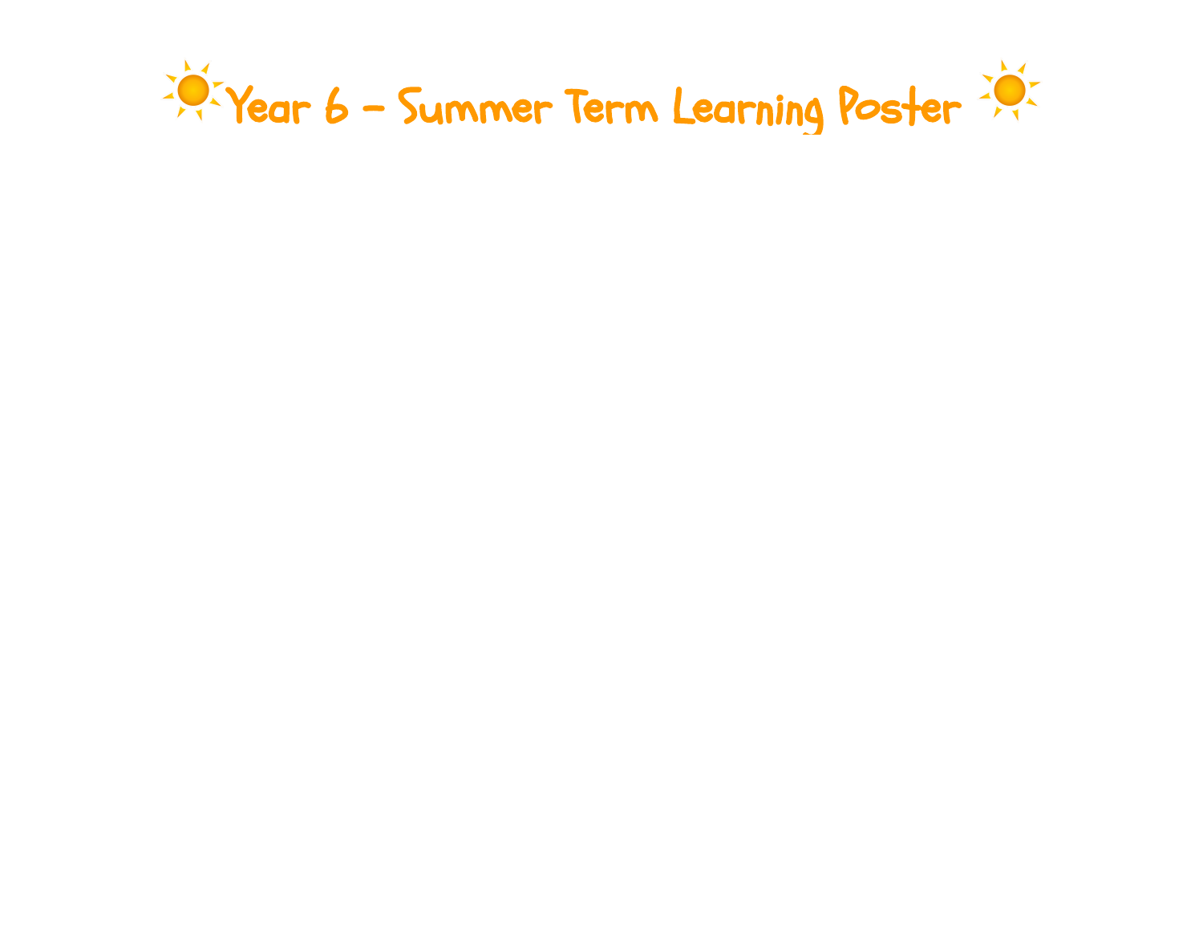# ☀️Year 6 – Summer Term Learning Poster ☀️